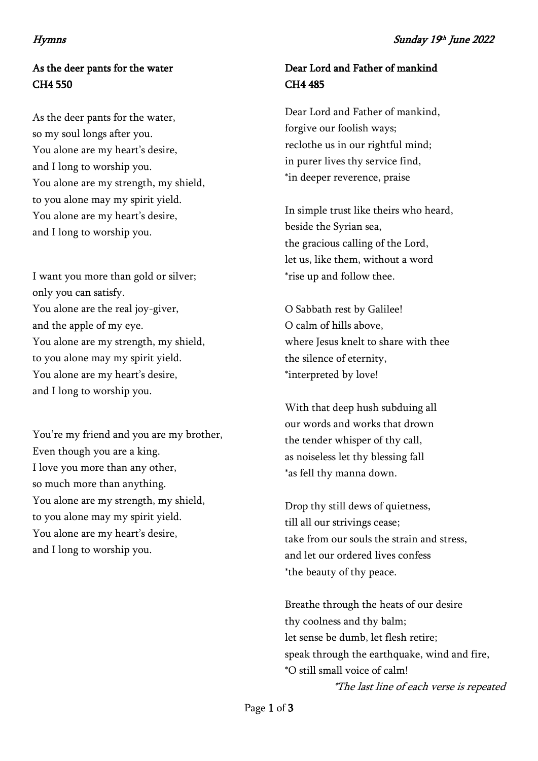*Hymns* *Sunday 19th June 2022*

## As the deer pants for the water
## CH4 550

As the deer pants for the water,
so my soul longs after you.
You alone are my heart's desire,
and I long to worship you.
You alone are my strength, my shield,
to you alone may my spirit yield.
You alone are my heart's desire,
and I long to worship you.

I want you more than gold or silver;
only you can satisfy.
You alone are the real joy-giver,
and the apple of my eye.
You alone are my strength, my shield,
to you alone may my spirit yield.
You alone are my heart's desire,
and I long to worship you.

You're my friend and you are my brother,
Even though you are a king.
I love you more than any other,
so much more than anything.
You alone are my strength, my shield,
to you alone may my spirit yield.
You alone are my heart's desire,
and I long to worship you.

## Dear Lord and Father of mankind
## CH4 485

Dear Lord and Father of mankind,
forgive our foolish ways;
reclothe us in our rightful mind;
in purer lives thy service find,
*in deeper reverence, praise

In simple trust like theirs who heard,
beside the Syrian sea,
the gracious calling of the Lord,
let us, like them, without a word
*rise up and follow thee.

O Sabbath rest by Galilee!
O calm of hills above,
where Jesus knelt to share with thee
the silence of eternity,
*interpreted by love!

With that deep hush subduing all
our words and works that drown
the tender whisper of thy call,
as noiseless let thy blessing fall
*as fell thy manna down.

Drop thy still dews of quietness,
till all our strivings cease;
take from our souls the strain and stress,
and let our ordered lives confess
*the beauty of thy peace.

Breathe through the heats of our desire
thy coolness and thy balm;
let sense be dumb, let flesh retire;
speak through the earthquake, wind and fire,
*O still small voice of calm!

*\*The last line of each verse is repeated*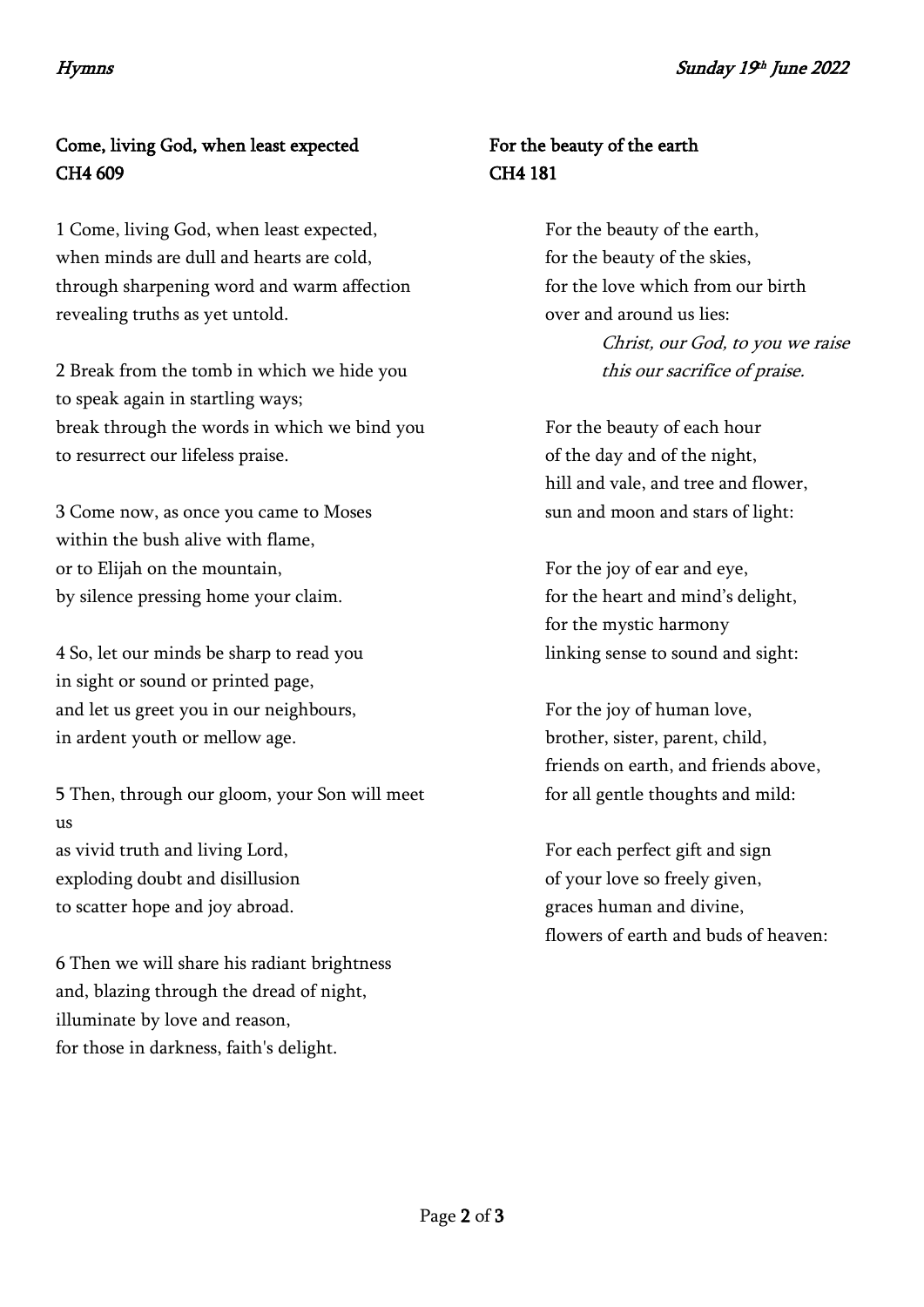## Come, living God, when least expected
## CH4 609

1 Come, living God, when least expected,
when minds are dull and hearts are cold,
through sharpening word and warm affection
revealing truths as yet untold.

2 Break from the tomb in which we hide you
to speak again in startling ways;
break through the words in which we bind you
to resurrect our lifeless praise.

3 Come now, as once you came to Moses
within the bush alive with flame,
or to Elijah on the mountain,
by silence pressing home your claim.

4 So, let our minds be sharp to read you
in sight or sound or printed page,
and let us greet you in our neighbours,
in ardent youth or mellow age.

5 Then, through our gloom, your Son will meet us
as vivid truth and living Lord,
exploding doubt and disillusion
to scatter hope and joy abroad.

6 Then we will share his radiant brightness
and, blazing through the dread of night,
illuminate by love and reason,
for those in darkness, faith's delight.

## For the beauty of the earth
## CH4 181

For the beauty of the earth,
for the beauty of the skies,
for the love which from our birth
over and around us lies:
*Christ, our God, to you we raise*
*this our sacrifice of praise.*

For the beauty of each hour
of the day and of the night,
hill and vale, and tree and flower,
sun and moon and stars of light:

For the joy of ear and eye,
for the heart and mind's delight,
for the mystic harmony
linking sense to sound and sight:

For the joy of human love,
brother, sister, parent, child,
friends on earth, and friends above,
for all gentle thoughts and mild:

For each perfect gift and sign
of your love so freely given,
graces human and divine,
flowers of earth and buds of heaven: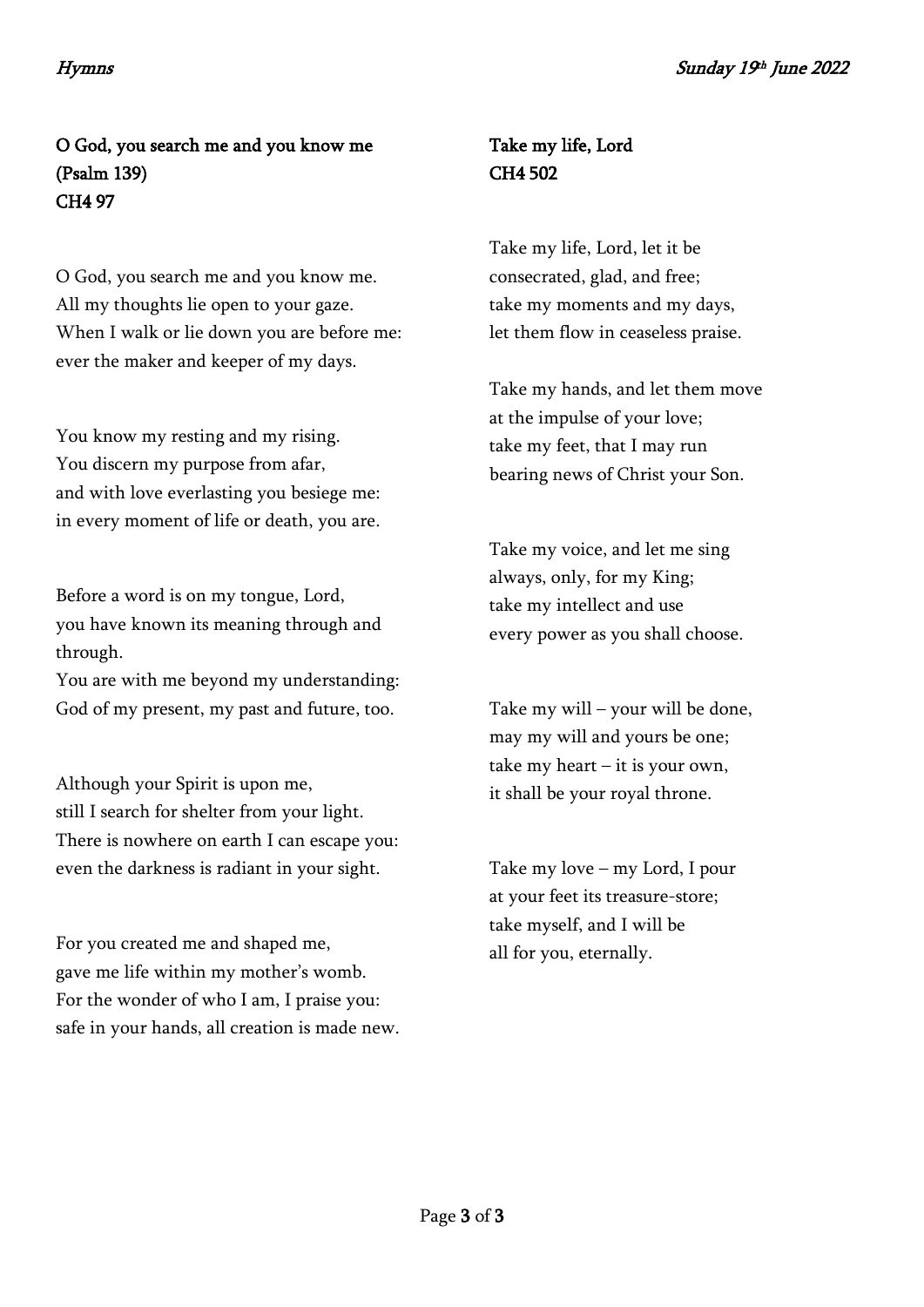## O God, you search me and you know me (Psalm 139)
## CH4 97

O God, you search me and you know me.
All my thoughts lie open to your gaze.
When I walk or lie down you are before me:
ever the maker and keeper of my days.

You know my resting and my rising.
You discern my purpose from afar,
and with love everlasting you besiege me:
in every moment of life or death, you are.

Before a word is on my tongue, Lord,
you have known its meaning through and through.
You are with me beyond my understanding:
God of my present, my past and future, too.

Although your Spirit is upon me,
still I search for shelter from your light.
There is nowhere on earth I can escape you:
even the darkness is radiant in your sight.

For you created me and shaped me,
gave me life within my mother's womb.
For the wonder of who I am, I praise you:
safe in your hands, all creation is made new.

## Take my life, Lord
## CH4 502

Take my life, Lord, let it be
consecrated, glad, and free;
take my moments and my days,
let them flow in ceaseless praise.

Take my hands, and let them move
at the impulse of your love;
take my feet, that I may run
bearing news of Christ your Son.

Take my voice, and let me sing
always, only, for my King;
take my intellect and use
every power as you shall choose.

Take my will – your will be done,
may my will and yours be one;
take my heart – it is your own,
it shall be your royal throne.

Take my love – my Lord, I pour
at your feet its treasure-store;
take myself, and I will be
all for you, eternally.